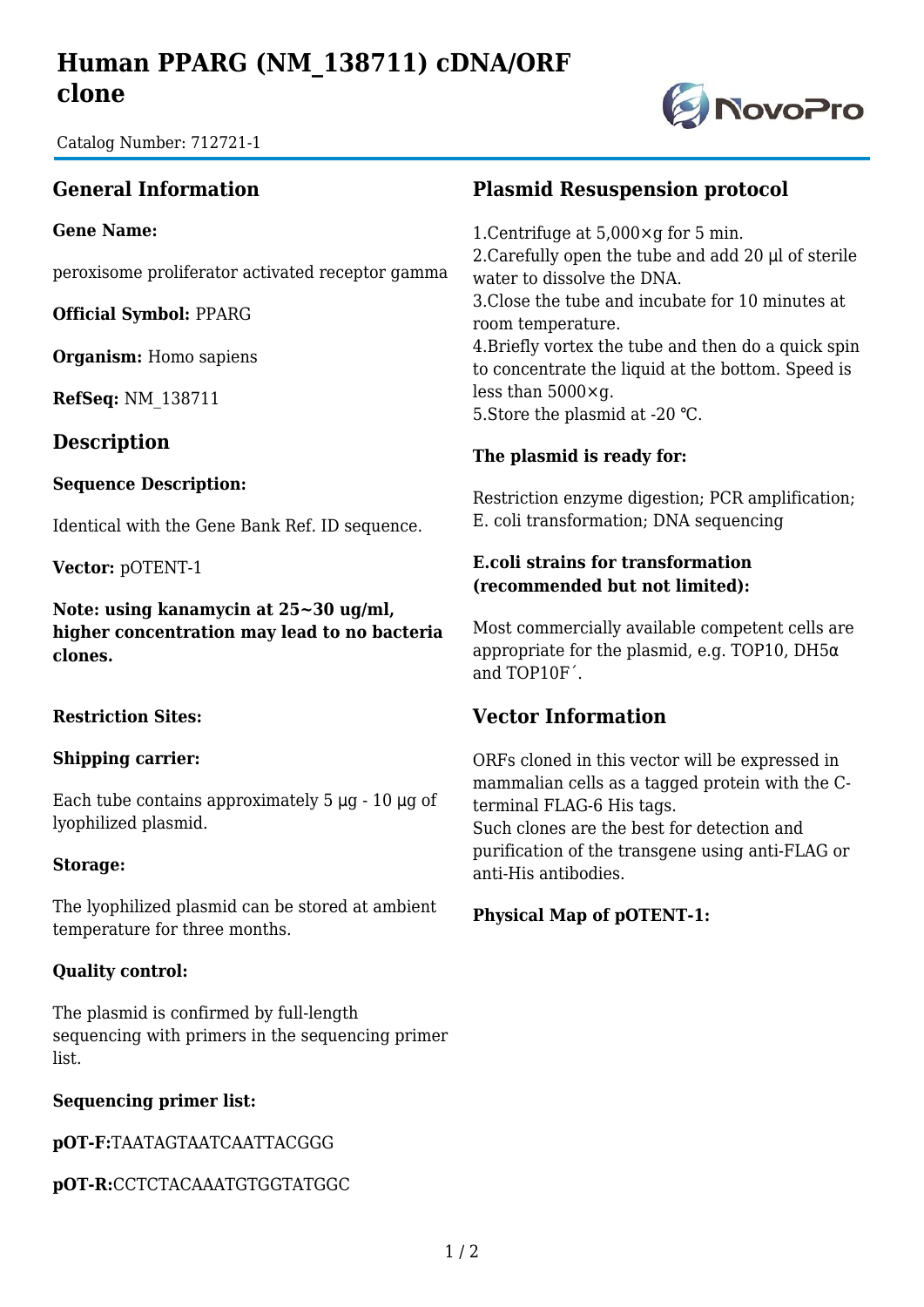# Human PPARG (NM_138711) cDNA/ORF clone

Catalog Number: 712721-1

## General Information

**Gene Name:**

peroxisome proliferator activated receptor gamma

**Official Symbol:** PPARG

**Organism:** Homo sapiens

**RefSeq:** NM_138711

## Description

**Sequence Description:**

Identical with the Gene Bank Ref. ID sequence.

**Vector:** pOTENT-1

**Note: using kanamycin at 25~30 ug/ml, higher concentration may lead to no bacteria clones.**

**Restriction Sites:**

**Shipping carrier:**

Each tube contains approximately 5 μg - 10 μg of lyophilized plasmid.

**Storage:**

The lyophilized plasmid can be stored at ambient temperature for three months.

**Quality control:**

The plasmid is confirmed by full-length sequencing with primers in the sequencing primer list.

**Sequencing primer list:**

**pOT-F:**TAATAGTAATCAATTACGGG

**pOT-R:**CCTCTACAAATGTGGTATGGC

## Plasmid Resuspension protocol

1.Centrifuge at 5,000×g for 5 min.
2.Carefully open the tube and add 20 μl of sterile water to dissolve the DNA.
3.Close the tube and incubate for 10 minutes at room temperature.
4.Briefly vortex the tube and then do a quick spin to concentrate the liquid at the bottom. Speed is less than 5000×g.
5.Store the plasmid at -20 ℃.

**The plasmid is ready for:**

Restriction enzyme digestion; PCR amplification; E. coli transformation; DNA sequencing

**E.coli strains for transformation (recommended but not limited):**

Most commercially available competent cells are appropriate for the plasmid, e.g. TOP10, DH5α and TOP10F´.

## Vector Information

ORFs cloned in this vector will be expressed in mammalian cells as a tagged protein with the C-terminal FLAG-6 His tags.
Such clones are the best for detection and purification of the transgene using anti-FLAG or anti-His antibodies.

**Physical Map of pOTENT-1:**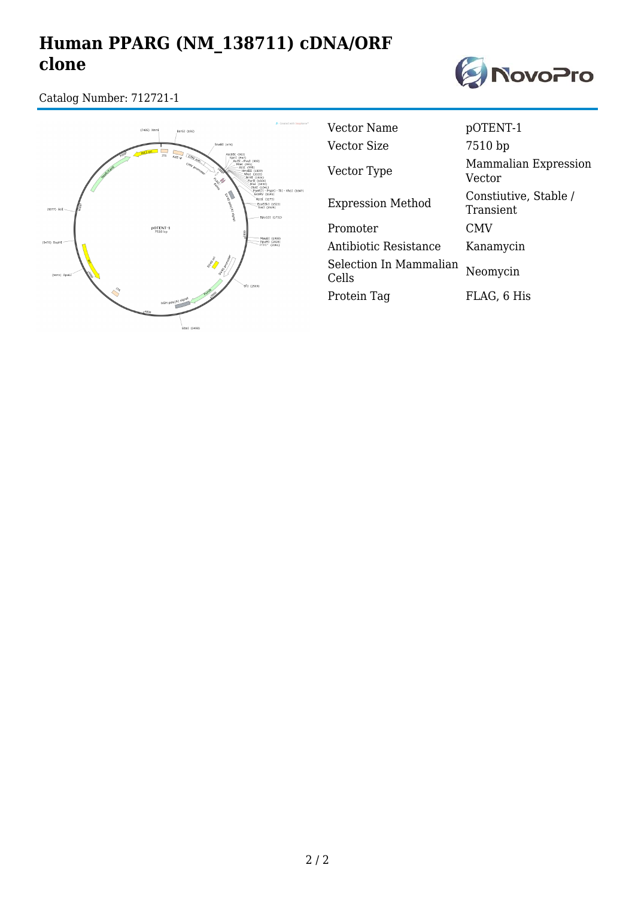# Human PPARG (NM_138711) cDNA/ORF clone

Catalog Number: 712721-1

pOTENT-1
7510 bp

(7406) XmnI
BstGI (192)
SnaBI (479)
Acc65I (963)
KpnI (967)
AsiSI - PvuI (959)
MreI (993)
AsiI (998)
HindIII (1009)
NheI (1020)
BmtI (1024)
PacI (1026)
PsiI (1032)
NotI (1041)
PaeR7I - PspXI - TliI - XhoI (1047)
EcoRV (1141)
HpaI (1273)
Eco53kI (1523)
SacI (1528)
Bpu10I (1732)
MauBI (1988)
PpuMI (2028)
PflFI* (2081)
SfiI (2569)
EbsI (3490)
(5077) AclI
(5476) BspHI
(6072) ApaLI

f1 ori
ITR
Ad5 ψ
CMV enh
CMV promoter
FLAG
6xHis
SV40 poly(A) signal
SV40 ori
SV40 promoter
PuroR
bGH poly(A) signal
KanR
ori
ITR

| | |
|---|---|
| Vector Name | pOTENT-1 |
| Vector Size | 7510 bp |
| Vector Type | Mammalian Expression Vector |
| Expression Method | Constiutive, Stable / Transient |
| Promoter | CMV |
| Antibiotic Resistance | Kanamycin |
| Selection In Mammalian Cells | Neomycin |
| Protein Tag | FLAG, 6 His |